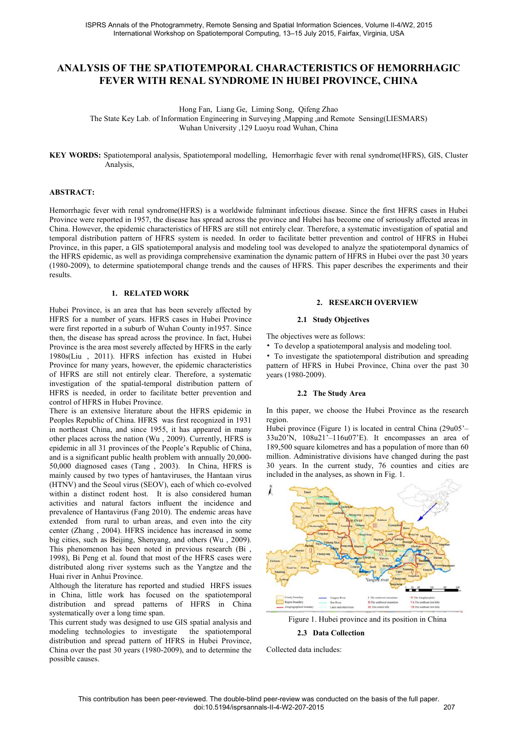# ANALYSIS OF THE SPATIOTEMPORAL CHARACTERISTICS OF HEMORRHAGIC FEVER WITH RENAL SYNDROME IN HUBEI PROVINCE, CHINA

Hong Fan, Liang Ge, Liming Song, Qifeng Zhao

The State Key Lab. of Information Engineering in Surveying ,Mapping ,and Remote Sensing(LIESMARS)
Wuhan University ,129 Luoyu road Wuhan, China

**KEY WORDS:** Spatiotemporal analysis, Spatiotemporal modelling, Hemorrhagic fever with renal syndrome(HFRS), GIS, Cluster Analysis,

**ABSTRACT:**

Hemorrhagic fever with renal syndrome(HFRS) is a worldwide fulminant infectious disease. Since the first HFRS cases in Hubei Province were reported in 1957, the disease has spread across the province and Hubei has become one of seriously affected areas in China. However, the epidemic characteristics of HFRS are still not entirely clear. Therefore, a systematic investigation of spatial and temporal distribution pattern of HFRS system is needed. In order to facilitate better prevention and control of HFRS in Hubei Province, in this paper, a GIS spatiotemporal analysis and modeling tool was developed to analyze the spatiotemporal dynamics of the HFRS epidemic, as well as providinga comprehensive examination the dynamic pattern of HFRS in Hubei over the past 30 years (1980-2009), to determine spatiotemporal change trends and the causes of HFRS. This paper describes the experiments and their results.

## 1. RELATED WORK

Hubei Province, is an area that has been severely affected by HFRS for a number of years. HFRS cases in Hubei Province were first reported in a suburb of Wuhan County in1957. Since then, the disease has spread across the province. In fact, Hubei Province is the area most severely affected by HFRS in the early 1980s(Liu , 2011). HFRS infection has existed in Hubei Province for many years, however, the epidemic characteristics of HFRS are still not entirely clear. Therefore, a systematic investigation of the spatial-temporal distribution pattern of HFRS is needed, in order to facilitate better prevention and control of HFRS in Hubei Province.

There is an extensive literature about the HFRS epidemic in Peoples Republic of China. HFRS was first recognized in 1931 in northeast China, and since 1955, it has appeared in many other places across the nation (Wu , 2009). Currently, HFRS is epidemic in all 31 provinces of the People's Republic of China, and is a significant public health problem with annually 20,000-50,000 diagnosed cases (Tang , 2003). In China, HFRS is mainly caused by two types of hantaviruses, the Hantaan virus (HTNV) and the Seoul virus (SEOV), each of which co-evolved within a distinct rodent host. It is also considered human activities and natural factors influent the incidence and prevalence of Hantavirus (Fang 2010). The endemic areas have extended from rural to urban areas, and even into the city center (Zhang , 2004). HFRS incidence has increased in some big cities, such as Beijing, Shenyang, and others (Wu , 2009). This phenomenon has been noted in previous research (Bi , 1998), Bi Peng et al. found that most of the HFRS cases were distributed along river systems such as the Yangtze and the Huai river in Anhui Province.

Although the literature has reported and studied HRFS issues in China, little work has focused on the spatiotemporal distribution and spread patterns of HFRS in China systematically over a long time span.

This current study was designed to use GIS spatial analysis and modeling technologies to investigate the spatiotemporal distribution and spread pattern of HFRS in Hubei Province, China over the past 30 years (1980-2009), and to determine the possible causes.

## 2. RESEARCH OVERVIEW

### 2.1 Study Objectives

The objectives were as follows:

- To develop a spatiotemporal analysis and modeling tool.
- To investigate the spatiotemporal distribution and spreading pattern of HFRS in Hubei Province, China over the past 30 years (1980-2009).

### 2.2 The Study Area

In this paper, we choose the Hubei Province as the research region.

Hubei province (Figure 1) is located in central China (29u05'–33u20'N, 108u21'–116u07'E). It encompasses an area of 189,500 square kilometres and has a population of more than 60 million. Administrative divisions have changed during the past 30 years. In the current study, 76 counties and cities are included in the analyses, as shown in Fig. 1.

Figure 1. Hubei province and its position in China

### 2.3 Data Collection

Collected data includes: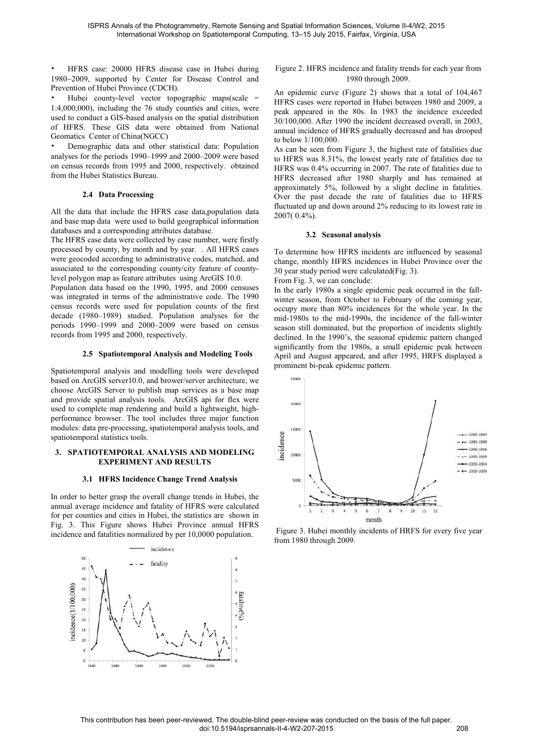- HFRS case: 20000 HFRS disease case in Hubei during 1980~2009, supported by Center for Disease Control and Prevention of Hubei Province (CDCH).
- Hubei county-level vector topographic maps(scale = 1:4,000,000), including the 76 study counties and cities, were used to conduct a GIS-based analysis on the spatial distribution of HFRS. These GIS data were obtained from National Geomatics Center of China(NGCC)
- Demographic data and other statistical data: Population analyses for the periods 1990–1999 and 2000–2009 were based on census records from 1995 and 2000, respectively. obtained from the Hubei Statistics Bureau.

### 2.4 Data Processing

All the data that include the HFRS case data,population data and base map data were used to build geographical information databases and a corresponding attributes database.

The HFRS case data were collected by case number, were firstly processed by county, by month and by year. . All HFRS cases were geocoded according to administrative codes, matched, and associated to the corresponding county/city feature of county-level polygon map as feature attributes using ArcGIS 10.0.

Population data based on the 1990, 1995, and 2000 censuses was integrated in terms of the administrative code. The 1990 census records were used for population counts of the first decade (1980–1989) studied. Population analyses for the periods 1990–1999 and 2000–2009 were based on census records from 1995 and 2000, respectively.

### 2.5 Spatiotemporal Analysis and Modeling Tools

Spatiotemporal analysis and modelling tools were developed based on ArcGIS server10.0, and brower/server architecture, we choose ArcGIS Server to publish map services as a base map and provide spatial analysis tools. ArcGIS api for flex were used to complete map rendering and build a lightweight, high-performance browser. The tool includes three major function modules: data pre-processing, spatiotemporal analysis tools, and spatiotemporal statistics tools.

## 3. SPATIOTEMPORAL ANALYSIS AND MODELING EXPERIMENT AND RESULTS

### 3.1 HFRS Incidence Change Trend Analysis

In order to better grasp the overall change trends in Hubei, the annual average incidence and fatality of HFRS were calculated for per counties and cities in Hubei, the statistics are shown in Fig. 3. This Figure shows Hubei Province annual HFRS incidence and fatalities normalized by per 10,0000 population.

Figure 2. HFRS incidence and fatality trends for each year from 1980 through 2009.

An epidemic curve (Figure 2) shows that a total of 104,467 HFRS cases were reported in Hubei between 1980 and 2009, a peak appeared in the 80s. In 1983 the incidence exceeded 30/100,000. After 1990 the incident decreased overall, in 2003, annual incidence of HFRS gradually decreased and has drooped to below 1/100,000.

As can be seen from Figure 3, the highest rate of fatalities due to HFRS was 8.31%, the lowest yearly rate of fatalities due to HFRS was 0.4% occurring in 2007. The rate of fatalities due to HFRS decreased after 1980 sharply and has remained at approximately 5%, followed by a slight decline in fatalities. Over the past decade the rate of fatalities due to HFRS fluctuated up and down around 2% reducing to its lowest rate in 2007( 0.4%).

### 3.2 Seasonal analysis

To determine how HFRS incidents are influenced by seasonal change, monthly HFRS incidences in Hubei Province over the 30 year study period were calculated(Fig. 3).

From Fig. 3, we can conclude:

In the early 1980s a single epidemic peak occurred in the fall-winter season, from October to February of the coming year, occupy more than 80% incidences for the whole year. In the mid-1980s to the mid-1990s, the incidence of the fall-winter season still dominated, but the proportion of incidents slightly declined. In the 1990's, the seasonal epidemic pattern changed significantly from the 1980s, a small epidemic peak between April and August appeared, and after 1995, HRFS displayed a prominent bi-peak epidemic pattern.

Figure 3. Hubei monthly incidents of HRFS for every five year from 1980 through 2009.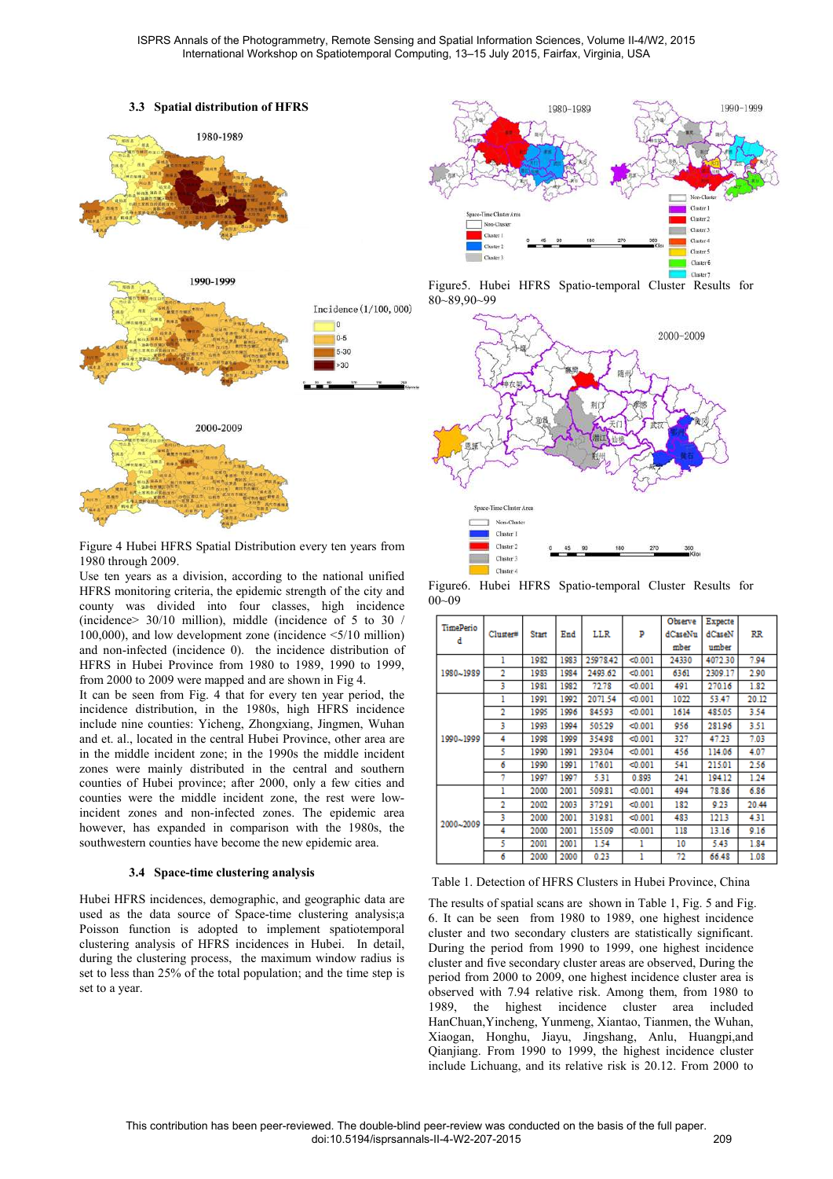### 3.3 Spatial distribution of HFRS

Figure 4 Hubei HFRS Spatial Distribution every ten years from 1980 through 2009.

Use ten years as a division, according to the national unified HFRS monitoring criteria, the epidemic strength of the city and county was divided into four classes, high incidence (incidence> 30/10 million), middle (incidence of 5 to 30 / 100,000), and low development zone (incidence <5/10 million) and non-infected (incidence 0). the incidence distribution of HFRS in Hubei Province from 1980 to 1989, 1990 to 1999, from 2000 to 2009 were mapped and are shown in Fig 4.

It can be seen from Fig. 4 that for every ten year period, the incidence distribution, in the 1980s, high HFRS incidence include nine counties: Yicheng, Zhongxiang, Jingmen, Wuhan and et. al., located in the central Hubei Province, other area are in the middle incident zone; in the 1990s the middle incident zones were mainly distributed in the central and southern counties of Hubei province; after 2000, only a few cities and counties were the middle incident zone, the rest were low-incident zones and non-infected zones. The epidemic area however, has expanded in comparison with the 1980s, the southwestern counties have become the new epidemic area.

### 3.4 Space-time clustering analysis

Hubei HFRS incidences, demographic, and geographic data are used as the data source of Space-time clustering analysis;a Poisson function is adopted to implement spatiotemporal clustering analysis of HFRS incidences in Hubei. In detail, during the clustering process, the maximum window radius is set to less than 25% of the total population; and the time step is set to a year.

Figure5. Hubei HFRS Spatio-temporal Cluster Results for 80~89,90~99

Figure6. Hubei HFRS Spatio-temporal Cluster Results for 00~09

| TimePeriod | Cluster# | Start | End | LLR | P | ObservedCaseNumber | ExpectedCaseNumber | RR |
|---|---|---|---|---|---|---|---|---|
| 1980~1989 | 1 | 1982 | 1983 | 25978.42 | <0.001 | 24330 | 4072.30 | 7.94 |
| | 2 | 1983 | 1984 | 2493.62 | <0.001 | 6361 | 2309.17 | 2.90 |
| | 3 | 1981 | 1982 | 72.78 | <0.001 | 491 | 270.16 | 1.82 |
| 1990~1999 | 1 | 1991 | 1992 | 2071.54 | <0.001 | 1022 | 53.47 | 20.12 |
| | 2 | 1995 | 1996 | 845.93 | <0.001 | 1614 | 485.05 | 3.54 |
| | 3 | 1993 | 1994 | 505.29 | <0.001 | 956 | 281.96 | 3.51 |
| | 4 | 1998 | 1999 | 354.98 | <0.001 | 327 | 47.23 | 7.03 |
| | 5 | 1990 | 1991 | 293.04 | <0.001 | 456 | 114.06 | 4.07 |
| | 6 | 1990 | 1991 | 176.01 | <0.001 | 541 | 215.01 | 2.56 |
| | 7 | 1997 | 1997 | 5.31 | 0.893 | 241 | 194.12 | 1.24 |
| 2000~2009 | 1 | 2000 | 2001 | 509.81 | <0.001 | 494 | 78.86 | 6.86 |
| | 2 | 2002 | 2003 | 372.91 | <0.001 | 182 | 9.23 | 20.44 |
| | 3 | 2000 | 2001 | 319.81 | <0.001 | 483 | 121.3 | 4.31 |
| | 4 | 2000 | 2001 | 155.09 | <0.001 | 118 | 13.16 | 9.16 |
| | 5 | 2001 | 2001 | 1.54 | 1 | 10 | 5.43 | 1.84 |
| | 6 | 2000 | 2000 | 0.23 | 1 | 72 | 66.48 | 1.08 |

Table 1. Detection of HFRS Clusters in Hubei Province, China

The results of spatial scans are shown in Table 1, Fig. 5 and Fig. 6. It can be seen from 1980 to 1989, one highest incidence cluster and two secondary clusters are statistically significant. During the period from 1990 to 1999, one highest incidence cluster and five secondary cluster areas are observed, During the period from 2000 to 2009, one highest incidence cluster area is observed with 7.94 relative risk. Among them, from 1980 to 1989, the highest incidence cluster area included HanChuan,Yincheng, Yunmeng, Xiantao, Tianmen, the Wuhan, Xiaogan, Honghu, Jiayu, Jingshang, Anlu, Huangpi,and Qianjiang. From 1990 to 1999, the highest incidence cluster include Lichuang, and its relative risk is 20.12. From 2000 to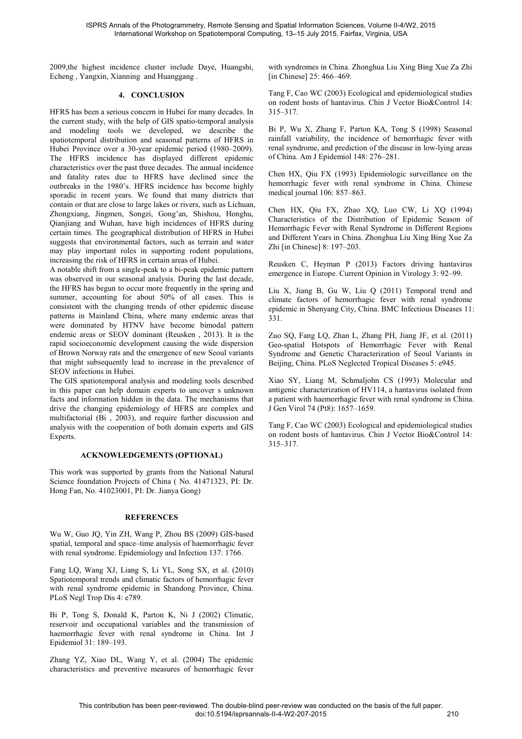2009,the highest incidence cluster include Daye, Huangshi, Echeng , Yangxin, Xianning and Huanggang .

## 4. CONCLUSION

HFRS has been a serious concern in Hubei for many decades. In the current study, with the help of GIS spatio-temporal analysis and modeling tools we developed, we describe the spatiotemporal distribution and seasonal patterns of HFRS in Hubei Province over a 30-year epidemic period (1980–2009). The HFRS incidence has displayed different epidemic characteristics over the past three decades. The annual incidence and fatality rates due to HFRS have declined since the outbreaks in the 1980's. HFRS incidence has become highly sporadic in recent years. We found that many districts that contain or that are close to large lakes or rivers, such as Lichuan, Zhongxiang, Jingmen, Songzi, Gong'an, Shishou, Honghu, Qianjiang and Wuhan, have high incidences of HFRS during certain times. The geographical distribution of HFRS in Hubei suggests that environmental factors, such as terrain and water may play important roles in supporting rodent populations, increasing the risk of HFRS in certain areas of Hubei.

A notable shift from a single-peak to a bi-peak epidemic pattern was observed in our seasonal analysis. During the last decade, the HFRS has begun to occur more frequently in the spring and summer, accounting for about 50% of all cases. This is consistent with the changing trends of other epidemic disease patterns in Mainland China, where many endemic areas that were dominated by HTNV have become bimodal pattern endemic areas or SEOV dominant (Reusken , 2013). It is the rapid socioeconomic development causing the wide dispersion of Brown Norway rats and the emergence of new Seoul variants that might subsequently lead to increase in the prevalence of SEOV infections in Hubei.

The GIS spatiotemporal analysis and modeling tools described in this paper can help domain experts to uncover s unknown facts and information hidden in the data. The mechanisms that drive the changing epidemiology of HFRS are complex and multifactorial (Bi , 2003), and require further discussion and analysis with the cooperation of both domain experts and GIS Experts.

## ACKNOWLEDGEMENTS (OPTIONAL)

This work was supported by grants from the National Natural Science foundation Projects of China ( No. 41471323, PI: Dr. Hong Fan, No. 41023001, PI: Dr. Jianya Gong)

## REFERENCES

Wu W, Guo JQ, Yin ZH, Wang P, Zhou BS (2009) GIS-based spatial, temporal and space–time analysis of haemorrhagic fever with renal syndrome. Epidemiology and Infection 137: 1766.

Fang LQ, Wang XJ, Liang S, Li YL, Song SX, et al. (2010) Spatiotemporal trends and climatic factors of hemorrhagic fever with renal syndrome epidemic in Shandong Province, China. PLoS Negl Trop Dis 4: e789.

Bi P, Tong S, Donald K, Parton K, Ni J (2002) Climatic, reservoir and occupational variables and the transmission of haemorrhagic fever with renal syndrome in China. Int J Epidemiol 31: 189–193.

Zhang YZ, Xiao DL, Wang Y, et al. (2004) The epidemic characteristics and preventive measures of hemorrhagic fever with syndromes in China. Zhonghua Liu Xing Bing Xue Za Zhi [in Chinese] 25: 466–469.

Tang F, Cao WC (2003) Ecological and epidemiological studies on rodent hosts of hantavirus. Chin J Vector Bio&Control 14: 315–317.

Bi P, Wu X, Zhang F, Parton KA, Tong S (1998) Seasonal rainfall variability, the incidence of hemorrhagic fever with renal syndrome, and prediction of the disease in low-lying areas of China. Am J Epidemiol 148: 276–281.

Chen HX, Qiu FX (1993) Epidemiologic surveillance on the hemorrhagic fever with renal syndrome in China. Chinese medical journal 106: 857–863.

Chen HX, Qiu FX, Zhao XQ, Luo CW, Li XQ (1994) Characteristics of the Distribution of Epidemic Season of Hemorrhagic Fever with Renal Syndrome in Different Regions and Different Years in China. Zhonghua Liu Xing Bing Xue Za Zhi [in Chinese] 8: 197–203.

Reusken C, Heyman P (2013) Factors driving hantavirus emergence in Europe. Current Opinion in Virology 3: 92–99.

Liu X, Jiang B, Gu W, Liu Q (2011) Temporal trend and climate factors of hemorrhagic fever with renal syndrome epidemic in Shenyang City, China. BMC Infectious Diseases 11: 331.

Zuo SQ, Fang LQ, Zhan L, Zhang PH, Jiang JF, et al. (2011) Geo-spatial Hotspots of Hemorrhagic Fever with Renal Syndrome and Genetic Characterization of Seoul Variants in Beijing, China. PLoS Neglected Tropical Diseases 5: e945.

Xiao SY, Liang M, Schmaljohn CS (1993) Molecular and antigenic characterization of HV114, a hantavirus isolated from a patient with haemorrhagic fever with renal syndrome in China. J Gen Virol 74 (Pt8): 1657–1659.

Tang F, Cao WC (2003) Ecological and epidemiological studies on rodent hosts of hantavirus. Chin J Vector Bio&Control 14: 315–317.